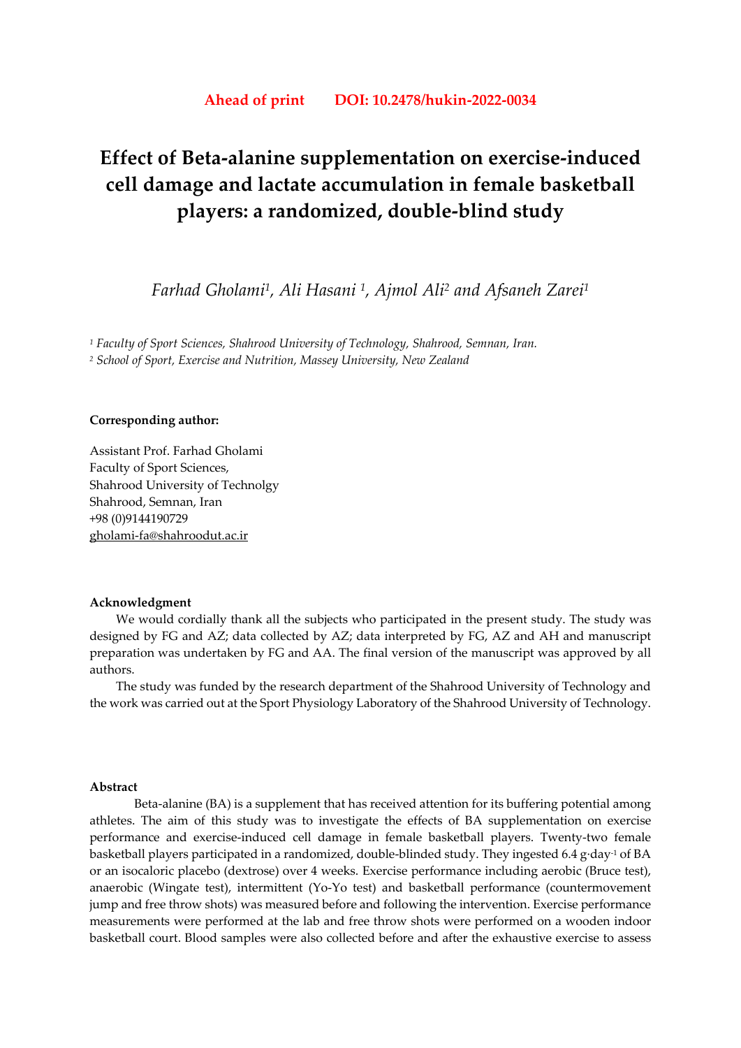**Ahead of print DOI: 10.2478/hukin-2022-0034**

# Effect of Beta-alanine supplementation on exercise-induced cell damage and lactate accumulation in female basketball players: a randomized, double-blind study

*Farhad Gholami[1], Ali Hasani [1], Ajmol Ali[2] and Afsaneh Zarei[1]*

[1] *Faculty of Sport Sciences, Shahrood University of Technology, Shahrood, Semnan, Iran.*
[2] *School of Sport, Exercise and Nutrition, Massey University, New Zealand*

**Corresponding author:**

Assistant Prof. Farhad Gholami
Faculty of Sport Sciences,
Shahrood University of Technolgy
Shahrood, Semnan, Iran
+98 (0)9144190729
gholami-fa@shahroodut.ac.ir

**Acknowledgment**

We would cordially thank all the subjects who participated in the present study. The study was designed by FG and AZ; data collected by AZ; data interpreted by FG, AZ and AH and manuscript preparation was undertaken by FG and AA. The final version of the manuscript was approved by all authors.

The study was funded by the research department of the Shahrood University of Technology and the work was carried out at the Sport Physiology Laboratory of the Shahrood University of Technology.

**Abstract**

Beta-alanine (BA) is a supplement that has received attention for its buffering potential among athletes. The aim of this study was to investigate the effects of BA supplementation on exercise performance and exercise-induced cell damage in female basketball players. Twenty-two female basketball players participated in a randomized, double-blinded study. They ingested 6.4 $g \cdot day^{-1}$ of BA or an isocaloric placebo (dextrose) over 4 weeks. Exercise performance including aerobic (Bruce test), anaerobic (Wingate test), intermittent (Yo-Yo test) and basketball performance (countermovement jump and free throw shots) was measured before and following the intervention. Exercise performance measurements were performed at the lab and free throw shots were performed on a wooden indoor basketball court. Blood samples were also collected before and after the exhaustive exercise to assess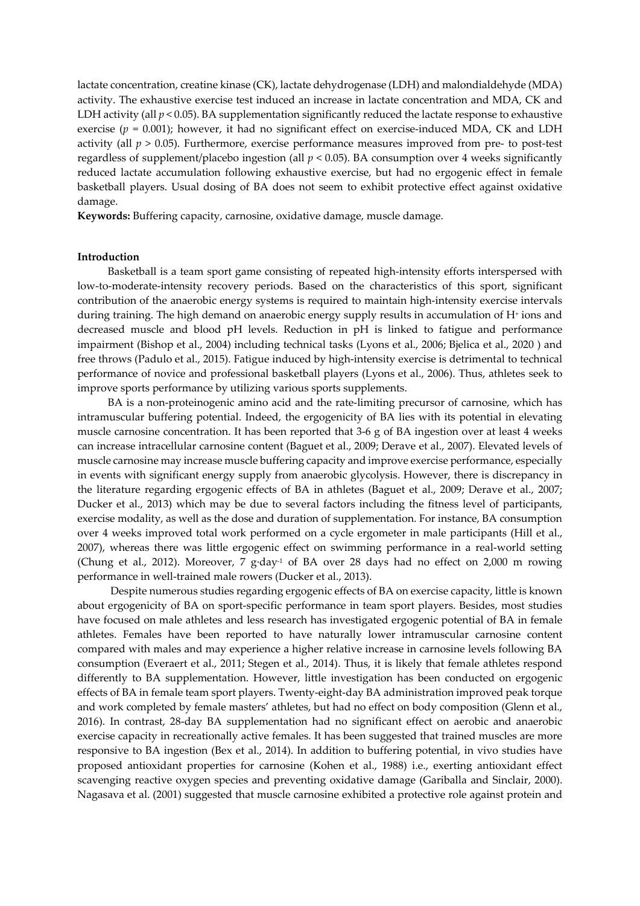lactate concentration, creatine kinase (CK), lactate dehydrogenase (LDH) and malondialdehyde (MDA) activity. The exhaustive exercise test induced an increase in lactate concentration and MDA, CK and LDH activity (all $p < 0.05$). BA supplementation significantly reduced the lactate response to exhaustive exercise ($p = 0.001$); however, it had no significant effect on exercise-induced MDA, CK and LDH activity (all $p > 0.05$). Furthermore, exercise performance measures improved from pre- to post-test regardless of supplement/placebo ingestion (all $p < 0.05$). BA consumption over 4 weeks significantly reduced lactate accumulation following exhaustive exercise, but had no ergogenic effect in female basketball players. Usual dosing of BA does not seem to exhibit protective effect against oxidative damage.

**Keywords:** Buffering capacity, carnosine, oxidative damage, muscle damage.

## Introduction

Basketball is a team sport game consisting of repeated high-intensity efforts interspersed with low-to-moderate-intensity recovery periods. Based on the characteristics of this sport, significant contribution of the anaerobic energy systems is required to maintain high-intensity exercise intervals during training. The high demand on anaerobic energy supply results in accumulation of $H^+$ ions and decreased muscle and blood pH levels. Reduction in pH is linked to fatigue and performance impairment (Bishop et al., 2004) including technical tasks (Lyons et al., 2006; Bjelica et al., 2020 ) and free throws (Padulo et al., 2015). Fatigue induced by high-intensity exercise is detrimental to technical performance of novice and professional basketball players (Lyons et al., 2006). Thus, athletes seek to improve sports performance by utilizing various sports supplements.

BA is a non-proteinogenic amino acid and the rate-limiting precursor of carnosine, which has intramuscular buffering potential. Indeed, the ergogenicity of BA lies with its potential in elevating muscle carnosine concentration. It has been reported that 3-6 g of BA ingestion over at least 4 weeks can increase intracellular carnosine content (Baguet et al., 2009; Derave et al., 2007). Elevated levels of muscle carnosine may increase muscle buffering capacity and improve exercise performance, especially in events with significant energy supply from anaerobic glycolysis. However, there is discrepancy in the literature regarding ergogenic effects of BA in athletes (Baguet et al., 2009; Derave et al., 2007; Ducker et al., 2013) which may be due to several factors including the fitness level of participants, exercise modality, as well as the dose and duration of supplementation. For instance, BA consumption over 4 weeks improved total work performed on a cycle ergometer in male participants (Hill et al., 2007), whereas there was little ergogenic effect on swimming performance in a real-world setting (Chung et al., 2012). Moreover, 7 $g \cdot day^{-1}$ of BA over 28 days had no effect on 2,000 m rowing performance in well-trained male rowers (Ducker et al., 2013).

Despite numerous studies regarding ergogenic effects of BA on exercise capacity, little is known about ergogenicity of BA on sport-specific performance in team sport players. Besides, most studies have focused on male athletes and less research has investigated ergogenic potential of BA in female athletes. Females have been reported to have naturally lower intramuscular carnosine content compared with males and may experience a higher relative increase in carnosine levels following BA consumption (Everaert et al., 2011; Stegen et al., 2014). Thus, it is likely that female athletes respond differently to BA supplementation. However, little investigation has been conducted on ergogenic effects of BA in female team sport players. Twenty-eight-day BA administration improved peak torque and work completed by female masters' athletes, but had no effect on body composition (Glenn et al., 2016). In contrast, 28-day BA supplementation had no significant effect on aerobic and anaerobic exercise capacity in recreationally active females. It has been suggested that trained muscles are more responsive to BA ingestion (Bex et al., 2014). In addition to buffering potential, in vivo studies have proposed antioxidant properties for carnosine (Kohen et al., 1988) i.e., exerting antioxidant effect scavenging reactive oxygen species and preventing oxidative damage (Gariballa and Sinclair, 2000). Nagasava et al. (2001) suggested that muscle carnosine exhibited a protective role against protein and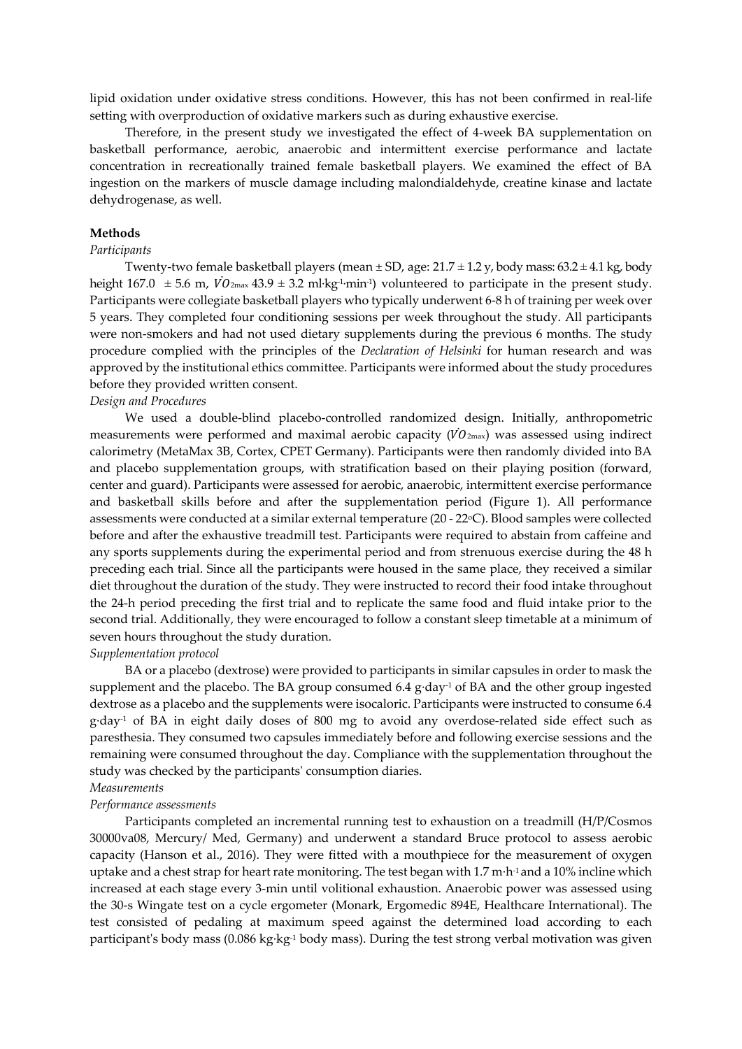lipid oxidation under oxidative stress conditions. However, this has not been confirmed in real-life setting with overproduction of oxidative markers such as during exhaustive exercise.

Therefore, in the present study we investigated the effect of 4-week BA supplementation on basketball performance, aerobic, anaerobic and intermittent exercise performance and lactate concentration in recreationally trained female basketball players. We examined the effect of BA ingestion on the markers of muscle damage including malondialdehyde, creatine kinase and lactate dehydrogenase, as well.

## Methods

*Participants*

Twenty-two female basketball players (mean ± SD, age: 21.7 ± 1.2 y, body mass: 63.2 ± 4.1 kg, body height 167.0 ± 5.6 m, $\dot{V}O_{2max}$ 43.9 ± 3.2 ml·kg$^{-1}$·min$^{-1}$) volunteered to participate in the present study. Participants were collegiate basketball players who typically underwent 6-8 h of training per week over 5 years. They completed four conditioning sessions per week throughout the study. All participants were non-smokers and had not used dietary supplements during the previous 6 months. The study procedure complied with the principles of the *Declaration of Helsinki* for human research and was approved by the institutional ethics committee. Participants were informed about the study procedures before they provided written consent.

*Design and Procedures*

We used a double-blind placebo-controlled randomized design. Initially, anthropometric measurements were performed and maximal aerobic capacity ($\dot{V}O_{2max}$) was assessed using indirect calorimetry (MetaMax 3B, Cortex, CPET Germany). Participants were then randomly divided into BA and placebo supplementation groups, with stratification based on their playing position (forward, center and guard). Participants were assessed for aerobic, anaerobic, intermittent exercise performance and basketball skills before and after the supplementation period (Figure 1). All performance assessments were conducted at a similar external temperature (20 - 22°C). Blood samples were collected before and after the exhaustive treadmill test. Participants were required to abstain from caffeine and any sports supplements during the experimental period and from strenuous exercise during the 48 h preceding each trial. Since all the participants were housed in the same place, they received a similar diet throughout the duration of the study. They were instructed to record their food intake throughout the 24-h period preceding the first trial and to replicate the same food and fluid intake prior to the second trial. Additionally, they were encouraged to follow a constant sleep timetable at a minimum of seven hours throughout the study duration.

*Supplementation protocol*

BA or a placebo (dextrose) were provided to participants in similar capsules in order to mask the supplement and the placebo. The BA group consumed 6.4 g·day$^{-1}$ of BA and the other group ingested dextrose as a placebo and the supplements were isocaloric. Participants were instructed to consume 6.4 g·day$^{-1}$ of BA in eight daily doses of 800 mg to avoid any overdose-related side effect such as paresthesia. They consumed two capsules immediately before and following exercise sessions and the remaining were consumed throughout the day. Compliance with the supplementation throughout the study was checked by the participants' consumption diaries.

*Measurements*

*Performance assessments*

Participants completed an incremental running test to exhaustion on a treadmill (H/P/Cosmos 30000va08, Mercury/ Med, Germany) and underwent a standard Bruce protocol to assess aerobic capacity (Hanson et al., 2016). They were fitted with a mouthpiece for the measurement of oxygen uptake and a chest strap for heart rate monitoring. The test began with 1.7 m·h$^{-1}$ and a 10% incline which increased at each stage every 3-min until volitional exhaustion. Anaerobic power was assessed using the 30-s Wingate test on a cycle ergometer (Monark, Ergomedic 894E, Healthcare International). The test consisted of pedaling at maximum speed against the determined load according to each participant's body mass (0.086 kg·kg$^{-1}$ body mass). During the test strong verbal motivation was given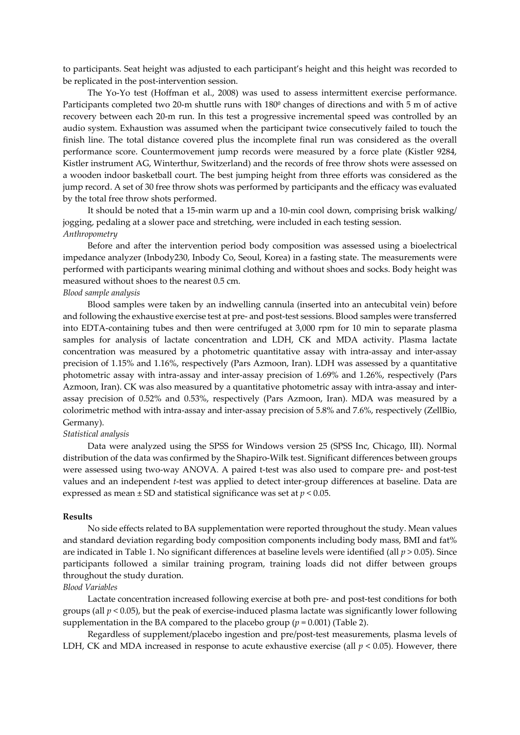to participants. Seat height was adjusted to each participant's height and this height was recorded to be replicated in the post-intervention session.

The Yo-Yo test (Hoffman et al., 2008) was used to assess intermittent exercise performance. Participants completed two 20-m shuttle runs with 180$^{0}$ changes of directions and with 5 m of active recovery between each 20-m run. In this test a progressive incremental speed was controlled by an audio system. Exhaustion was assumed when the participant twice consecutively failed to touch the finish line. The total distance covered plus the incomplete final run was considered as the overall performance score. Countermovement jump records were measured by a force plate (Kistler 9284, Kistler instrument AG, Winterthur, Switzerland) and the records of free throw shots were assessed on a wooden indoor basketball court. The best jumping height from three efforts was considered as the jump record. A set of 30 free throw shots was performed by participants and the efficacy was evaluated by the total free throw shots performed.

It should be noted that a 15-min warm up and a 10-min cool down, comprising brisk walking/ jogging, pedaling at a slower pace and stretching, were included in each testing session.

*Anthropometry*

Before and after the intervention period body composition was assessed using a bioelectrical impedance analyzer (Inbody230, Inbody Co, Seoul, Korea) in a fasting state. The measurements were performed with participants wearing minimal clothing and without shoes and socks. Body height was measured without shoes to the nearest 0.5 cm.

*Blood sample analysis*

Blood samples were taken by an indwelling cannula (inserted into an antecubital vein) before and following the exhaustive exercise test at pre- and post-test sessions. Blood samples were transferred into EDTA-containing tubes and then were centrifuged at 3,000 rpm for 10 min to separate plasma samples for analysis of lactate concentration and LDH, CK and MDA activity. Plasma lactate concentration was measured by a photometric quantitative assay with intra-assay and inter-assay precision of 1.15% and 1.16%, respectively (Pars Azmoon, Iran). LDH was assessed by a quantitative photometric assay with intra-assay and inter-assay precision of 1.69% and 1.26%, respectively (Pars Azmoon, Iran). CK was also measured by a quantitative photometric assay with intra-assay and inter-assay precision of 0.52% and 0.53%, respectively (Pars Azmoon, Iran). MDA was measured by a colorimetric method with intra-assay and inter-assay precision of 5.8% and 7.6%, respectively (ZellBio, Germany).

*Statistical analysis*

Data were analyzed using the SPSS for Windows version 25 (SPSS Inc, Chicago, III). Normal distribution of the data was confirmed by the Shapiro-Wilk test. Significant differences between groups were assessed using two-way ANOVA. A paired t-test was also used to compare pre- and post-test values and an independent *t*-test was applied to detect inter-group differences at baseline. Data are expressed as mean ± SD and statistical significance was set at $p < 0.05$.

## Results

No side effects related to BA supplementation were reported throughout the study. Mean values and standard deviation regarding body composition components including body mass, BMI and fat% are indicated in Table 1. No significant differences at baseline levels were identified (all $p > 0.05$). Since participants followed a similar training program, training loads did not differ between groups throughout the study duration.

*Blood Variables*

Lactate concentration increased following exercise at both pre- and post-test conditions for both groups (all $p < 0.05$), but the peak of exercise-induced plasma lactate was significantly lower following supplementation in the BA compared to the placebo group ($p = 0.001$) (Table 2).

Regardless of supplement/placebo ingestion and pre/post-test measurements, plasma levels of LDH, CK and MDA increased in response to acute exhaustive exercise (all $p < 0.05$). However, there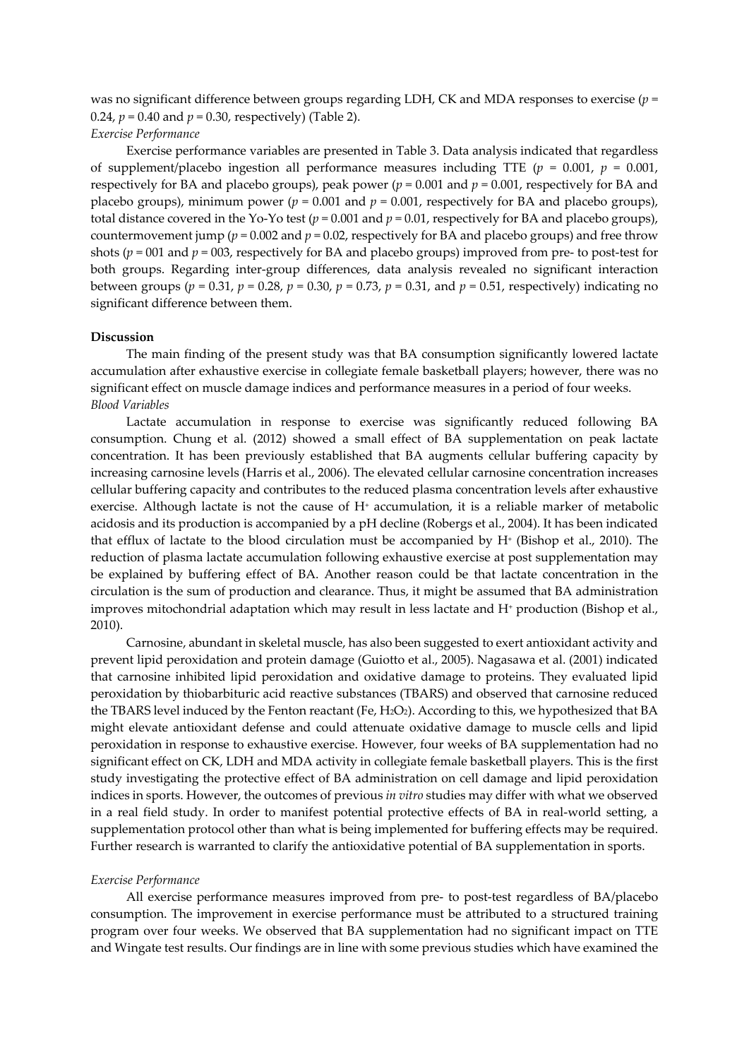was no significant difference between groups regarding LDH, CK and MDA responses to exercise ($p$ = 0.24, $p$ = 0.40 and $p$ = 0.30, respectively) (Table 2).

*Exercise Performance*

Exercise performance variables are presented in Table 3. Data analysis indicated that regardless of supplement/placebo ingestion all performance measures including TTE ($p$ = 0.001, $p$ = 0.001, respectively for BA and placebo groups), peak power ($p$ = 0.001 and $p$ = 0.001, respectively for BA and placebo groups), minimum power ($p$ = 0.001 and $p$ = 0.001, respectively for BA and placebo groups), total distance covered in the Yo-Yo test ($p$ = 0.001 and $p$ = 0.01, respectively for BA and placebo groups), countermovement jump ($p$ = 0.002 and $p$ = 0.02, respectively for BA and placebo groups) and free throw shots ($p$ = 001 and $p$ = 003, respectively for BA and placebo groups) improved from pre- to post-test for both groups. Regarding inter-group differences, data analysis revealed no significant interaction between groups ($p$ = 0.31, $p$ = 0.28, $p$ = 0.30, $p$ = 0.73, $p$ = 0.31, and $p$ = 0.51, respectively) indicating no significant difference between them.

**Discussion**

The main finding of the present study was that BA consumption significantly lowered lactate accumulation after exhaustive exercise in collegiate female basketball players; however, there was no significant effect on muscle damage indices and performance measures in a period of four weeks.

*Blood Variables*

Lactate accumulation in response to exercise was significantly reduced following BA consumption. Chung et al. (2012) showed a small effect of BA supplementation on peak lactate concentration. It has been previously established that BA augments cellular buffering capacity by increasing carnosine levels (Harris et al., 2006). The elevated cellular carnosine concentration increases cellular buffering capacity and contributes to the reduced plasma concentration levels after exhaustive exercise. Although lactate is not the cause of $H^+$ accumulation, it is a reliable marker of metabolic acidosis and its production is accompanied by a pH decline (Robergs et al., 2004). It has been indicated that efflux of lactate to the blood circulation must be accompanied by $H^+$ (Bishop et al., 2010). The reduction of plasma lactate accumulation following exhaustive exercise at post supplementation may be explained by buffering effect of BA. Another reason could be that lactate concentration in the circulation is the sum of production and clearance. Thus, it might be assumed that BA administration improves mitochondrial adaptation which may result in less lactate and $H^+$ production (Bishop et al., 2010).

Carnosine, abundant in skeletal muscle, has also been suggested to exert antioxidant activity and prevent lipid peroxidation and protein damage (Guiotto et al., 2005). Nagasawa et al. (2001) indicated that carnosine inhibited lipid peroxidation and oxidative damage to proteins. They evaluated lipid peroxidation by thiobarbituric acid reactive substances (TBARS) and observed that carnosine reduced the TBARS level induced by the Fenton reactant (Fe, $H_2O_2$). According to this, we hypothesized that BA might elevate antioxidant defense and could attenuate oxidative damage to muscle cells and lipid peroxidation in response to exhaustive exercise. However, four weeks of BA supplementation had no significant effect on CK, LDH and MDA activity in collegiate female basketball players. This is the first study investigating the protective effect of BA administration on cell damage and lipid peroxidation indices in sports. However, the outcomes of previous *in vitro* studies may differ with what we observed in a real field study. In order to manifest potential protective effects of BA in real-world setting, a supplementation protocol other than what is being implemented for buffering effects may be required. Further research is warranted to clarify the antioxidative potential of BA supplementation in sports.

*Exercise Performance*

All exercise performance measures improved from pre- to post-test regardless of BA/placebo consumption. The improvement in exercise performance must be attributed to a structured training program over four weeks. We observed that BA supplementation had no significant impact on TTE and Wingate test results. Our findings are in line with some previous studies which have examined the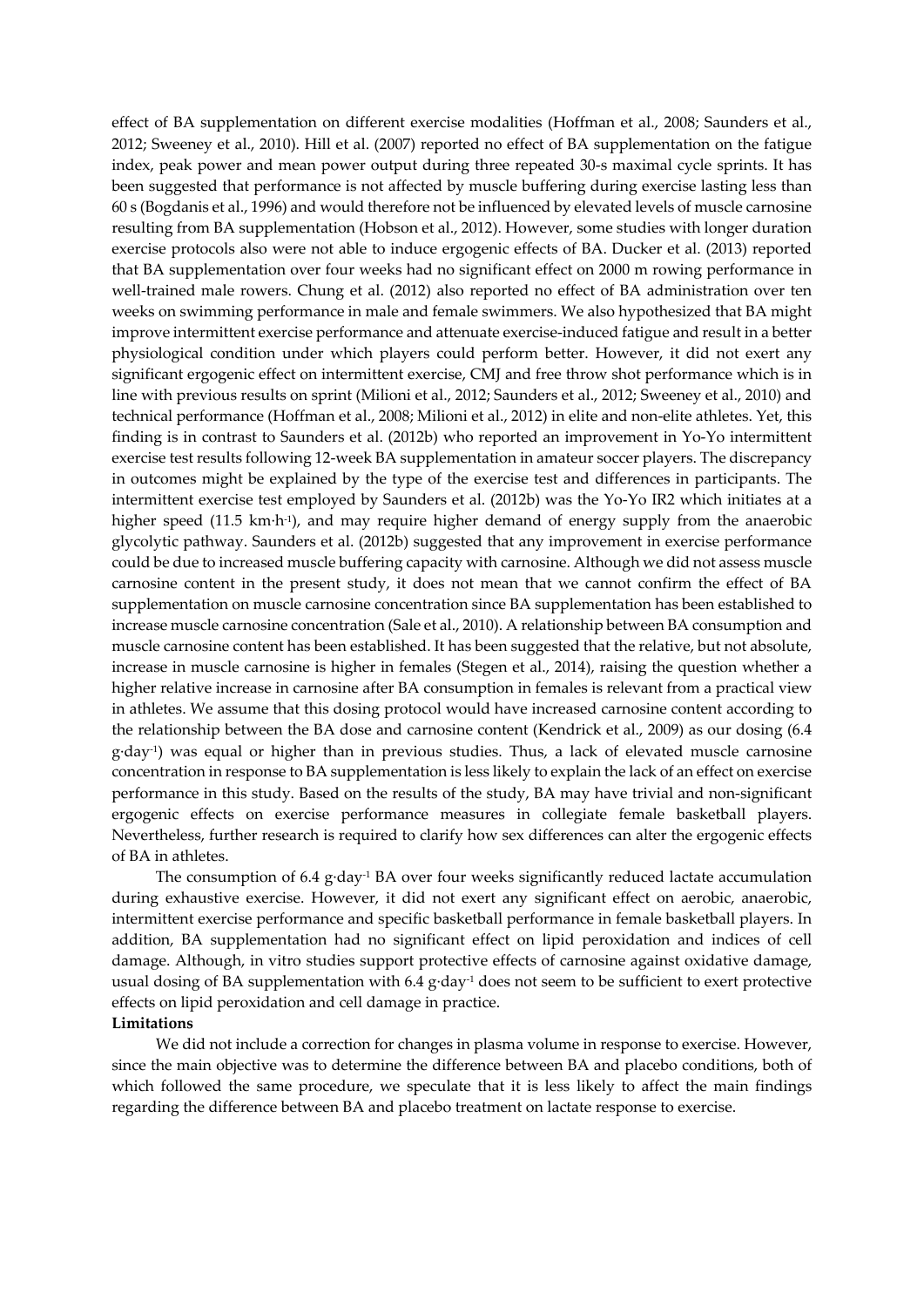effect of BA supplementation on different exercise modalities (Hoffman et al., 2008; Saunders et al., 2012; Sweeney et al., 2010). Hill et al. (2007) reported no effect of BA supplementation on the fatigue index, peak power and mean power output during three repeated 30-s maximal cycle sprints. It has been suggested that performance is not affected by muscle buffering during exercise lasting less than 60 s (Bogdanis et al., 1996) and would therefore not be influenced by elevated levels of muscle carnosine resulting from BA supplementation (Hobson et al., 2012). However, some studies with longer duration exercise protocols also were not able to induce ergogenic effects of BA. Ducker et al. (2013) reported that BA supplementation over four weeks had no significant effect on 2000 m rowing performance in well-trained male rowers. Chung et al. (2012) also reported no effect of BA administration over ten weeks on swimming performance in male and female swimmers. We also hypothesized that BA might improve intermittent exercise performance and attenuate exercise-induced fatigue and result in a better physiological condition under which players could perform better. However, it did not exert any significant ergogenic effect on intermittent exercise, CMJ and free throw shot performance which is in line with previous results on sprint (Milioni et al., 2012; Saunders et al., 2012; Sweeney et al., 2010) and technical performance (Hoffman et al., 2008; Milioni et al., 2012) in elite and non-elite athletes. Yet, this finding is in contrast to Saunders et al. (2012b) who reported an improvement in Yo-Yo intermittent exercise test results following 12-week BA supplementation in amateur soccer players. The discrepancy in outcomes might be explained by the type of the exercise test and differences in participants. The intermittent exercise test employed by Saunders et al. (2012b) was the Yo-Yo IR2 which initiates at a higher speed (11.5 $km \cdot h^{-1}$), and may require higher demand of energy supply from the anaerobic glycolytic pathway. Saunders et al. (2012b) suggested that any improvement in exercise performance could be due to increased muscle buffering capacity with carnosine. Although we did not assess muscle carnosine content in the present study, it does not mean that we cannot confirm the effect of BA supplementation on muscle carnosine concentration since BA supplementation has been established to increase muscle carnosine concentration (Sale et al., 2010). A relationship between BA consumption and muscle carnosine content has been established. It has been suggested that the relative, but not absolute, increase in muscle carnosine is higher in females (Stegen et al., 2014), raising the question whether a higher relative increase in carnosine after BA consumption in females is relevant from a practical view in athletes. We assume that this dosing protocol would have increased carnosine content according to the relationship between the BA dose and carnosine content (Kendrick et al., 2009) as our dosing (6.4 $g \cdot day^{-1}$) was equal or higher than in previous studies. Thus, a lack of elevated muscle carnosine concentration in response to BA supplementation is less likely to explain the lack of an effect on exercise performance in this study. Based on the results of the study, BA may have trivial and non-significant ergogenic effects on exercise performance measures in collegiate female basketball players. Nevertheless, further research is required to clarify how sex differences can alter the ergogenic effects of BA in athletes.

The consumption of 6.4 $g \cdot day^{-1}$ BA over four weeks significantly reduced lactate accumulation during exhaustive exercise. However, it did not exert any significant effect on aerobic, anaerobic, intermittent exercise performance and specific basketball performance in female basketball players. In addition, BA supplementation had no significant effect on lipid peroxidation and indices of cell damage. Although, in vitro studies support protective effects of carnosine against oxidative damage, usual dosing of BA supplementation with 6.4 $g \cdot day^{-1}$ does not seem to be sufficient to exert protective effects on lipid peroxidation and cell damage in practice.

**Limitations**

We did not include a correction for changes in plasma volume in response to exercise. However, since the main objective was to determine the difference between BA and placebo conditions, both of which followed the same procedure, we speculate that it is less likely to affect the main findings regarding the difference between BA and placebo treatment on lactate response to exercise.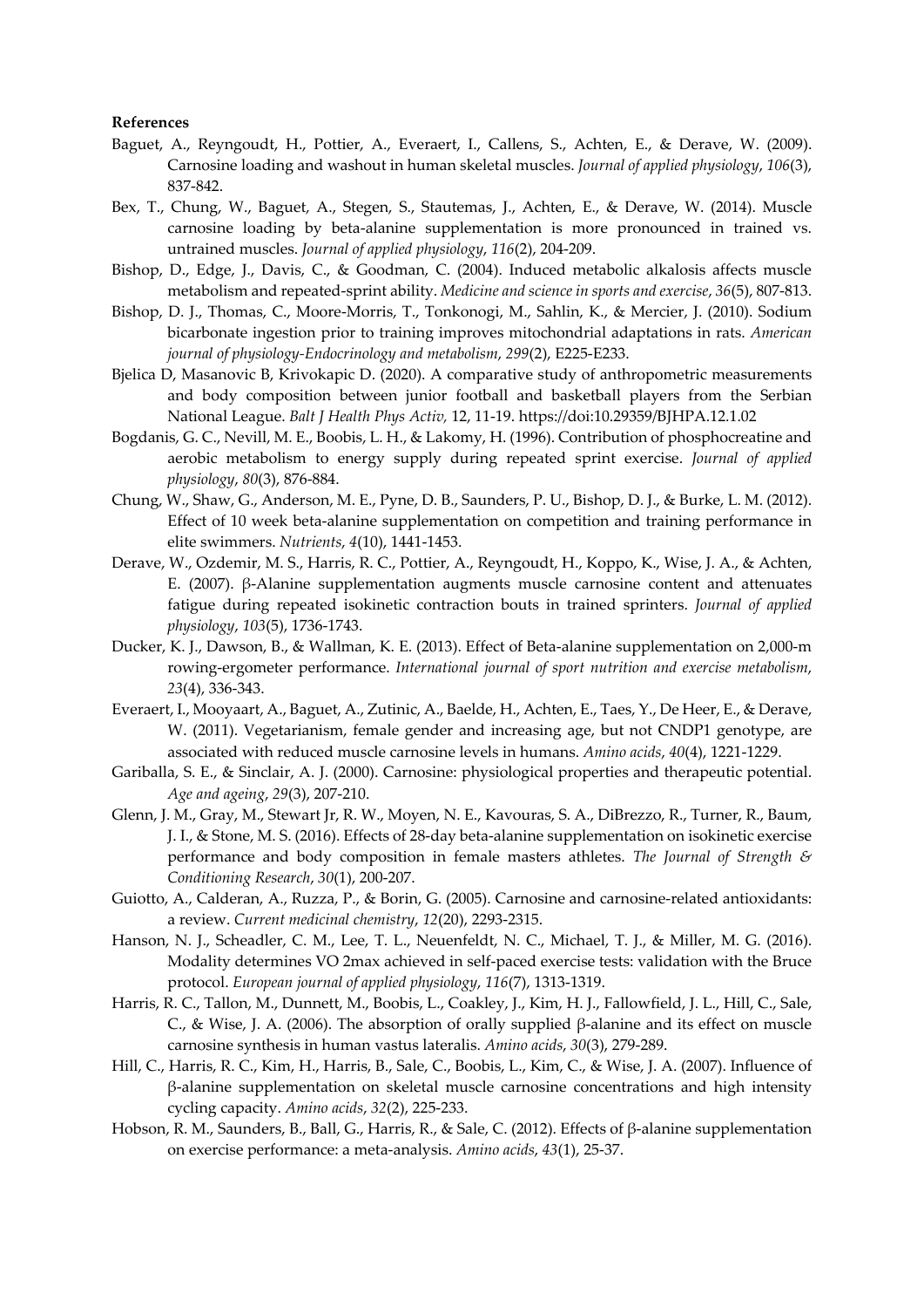**References**

Baguet, A., Reyngoudt, H., Pottier, A., Everaert, I., Callens, S., Achten, E., & Derave, W. (2009). Carnosine loading and washout in human skeletal muscles. *Journal of applied physiology*, *106*(3), 837-842.

Bex, T., Chung, W., Baguet, A., Stegen, S., Stautemas, J., Achten, E., & Derave, W. (2014). Muscle carnosine loading by beta-alanine supplementation is more pronounced in trained vs. untrained muscles. *Journal of applied physiology*, *116*(2), 204-209.

Bishop, D., Edge, J., Davis, C., & Goodman, C. (2004). Induced metabolic alkalosis affects muscle metabolism and repeated-sprint ability. *Medicine and science in sports and exercise*, *36*(5), 807-813.

Bishop, D. J., Thomas, C., Moore-Morris, T., Tonkonogi, M., Sahlin, K., & Mercier, J. (2010). Sodium bicarbonate ingestion prior to training improves mitochondrial adaptations in rats. *American journal of physiology-Endocrinology and metabolism*, *299*(2), E225-E233.

Bjelica D, Masanovic B, Krivokapic D. (2020). A comparative study of anthropometric measurements and body composition between junior football and basketball players from the Serbian National League. *Balt J Health Phys Activ,* 12, 11-19. https://doi:10.29359/BJHPA.12.1.02

Bogdanis, G. C., Nevill, M. E., Boobis, L. H., & Lakomy, H. (1996). Contribution of phosphocreatine and aerobic metabolism to energy supply during repeated sprint exercise. *Journal of applied physiology*, *80*(3), 876-884.

Chung, W., Shaw, G., Anderson, M. E., Pyne, D. B., Saunders, P. U., Bishop, D. J., & Burke, L. M. (2012). Effect of 10 week beta-alanine supplementation on competition and training performance in elite swimmers. *Nutrients, 4*(10), 1441-1453.

Derave, W., Ozdemir, M. S., Harris, R. C., Pottier, A., Reyngoudt, H., Koppo, K., Wise, J. A., & Achten, E. (2007). β-Alanine supplementation augments muscle carnosine content and attenuates fatigue during repeated isokinetic contraction bouts in trained sprinters. *Journal of applied physiology*, *103*(5), 1736-1743.

Ducker, K. J., Dawson, B., & Wallman, K. E. (2013). Effect of Beta-alanine supplementation on 2,000-m rowing-ergometer performance. *International journal of sport nutrition and exercise metabolism*, *23*(4), 336-343.

Everaert, I., Mooyaart, A., Baguet, A., Zutinic, A., Baelde, H., Achten, E., Taes, Y., De Heer, E., & Derave, W. (2011). Vegetarianism, female gender and increasing age, but not CNDP1 genotype, are associated with reduced muscle carnosine levels in humans. *Amino acids*, *40*(4), 1221-1229.

Gariballa, S. E., & Sinclair, A. J. (2000). Carnosine: physiological properties and therapeutic potential. *Age and ageing*, *29*(3), 207-210.

Glenn, J. M., Gray, M., Stewart Jr, R. W., Moyen, N. E., Kavouras, S. A., DiBrezzo, R., Turner, R., Baum, J. I., & Stone, M. S. (2016). Effects of 28-day beta-alanine supplementation on isokinetic exercise performance and body composition in female masters athletes. *The Journal of Strength & Conditioning Research*, *30*(1), 200-207.

Guiotto, A., Calderan, A., Ruzza, P., & Borin, G. (2005). Carnosine and carnosine-related antioxidants: a review. *Current medicinal chemistry*, *12*(20), 2293-2315.

Hanson, N. J., Scheadler, C. M., Lee, T. L., Neuenfeldt, N. C., Michael, T. J., & Miller, M. G. (2016). Modality determines VO 2max achieved in self-paced exercise tests: validation with the Bruce protocol. *European journal of applied physiology*, *116*(7), 1313-1319.

Harris, R. C., Tallon, M., Dunnett, M., Boobis, L., Coakley, J., Kim, H. J., Fallowfield, J. L., Hill, C., Sale, C., & Wise, J. A. (2006). The absorption of orally supplied β-alanine and its effect on muscle carnosine synthesis in human vastus lateralis. *Amino acids*, *30*(3), 279-289.

Hill, C., Harris, R. C., Kim, H., Harris, B., Sale, C., Boobis, L., Kim, C., & Wise, J. A. (2007). Influence of β-alanine supplementation on skeletal muscle carnosine concentrations and high intensity cycling capacity. *Amino acids*, *32*(2), 225-233.

Hobson, R. M., Saunders, B., Ball, G., Harris, R., & Sale, C. (2012). Effects of β-alanine supplementation on exercise performance: a meta-analysis. *Amino acids*, *43*(1), 25-37.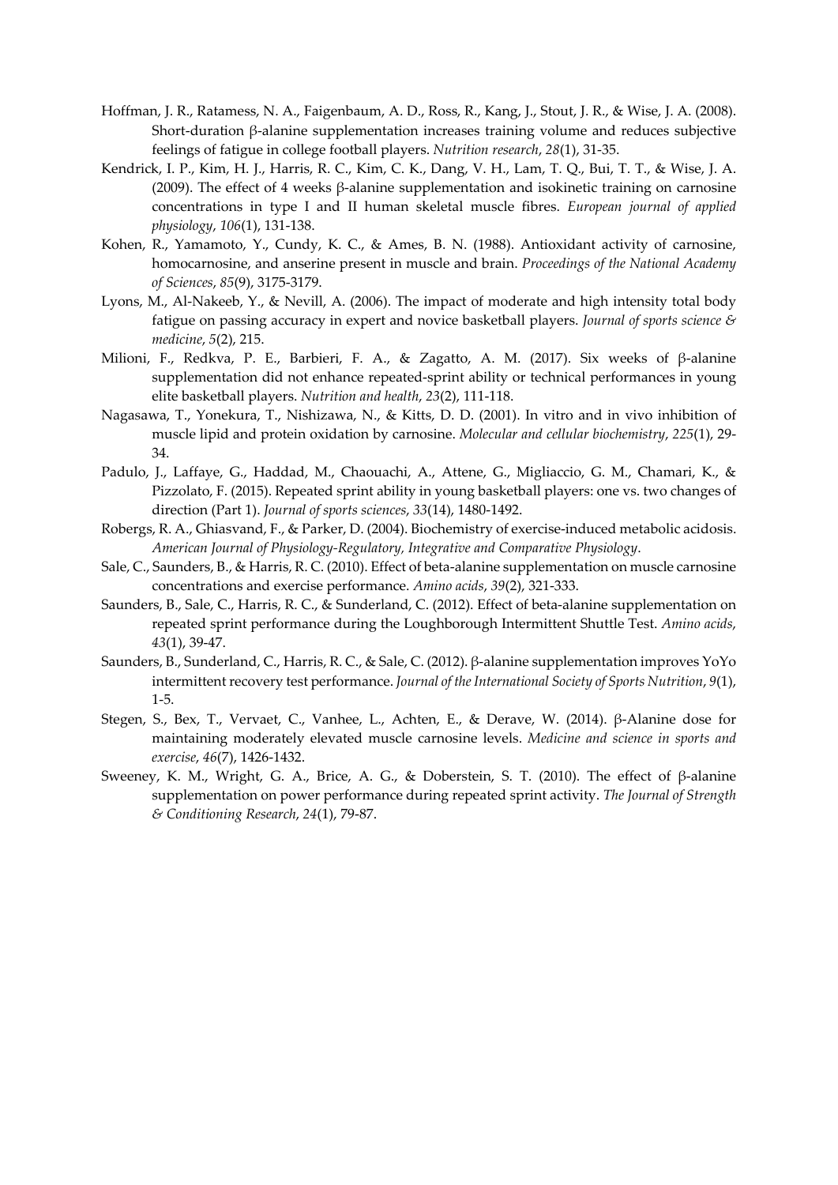Hoffman, J. R., Ratamess, N. A., Faigenbaum, A. D., Ross, R., Kang, J., Stout, J. R., & Wise, J. A. (2008). Short-duration β-alanine supplementation increases training volume and reduces subjective feelings of fatigue in college football players. *Nutrition research*, *28*(1), 31-35.

Kendrick, I. P., Kim, H. J., Harris, R. C., Kim, C. K., Dang, V. H., Lam, T. Q., Bui, T. T., & Wise, J. A. (2009). The effect of 4 weeks β-alanine supplementation and isokinetic training on carnosine concentrations in type I and II human skeletal muscle fibres. *European journal of applied physiology*, *106*(1), 131-138.

Kohen, R., Yamamoto, Y., Cundy, K. C., & Ames, B. N. (1988). Antioxidant activity of carnosine, homocarnosine, and anserine present in muscle and brain. *Proceedings of the National Academy of Sciences*, *85*(9), 3175-3179.

Lyons, M., Al-Nakeeb, Y., & Nevill, A. (2006). The impact of moderate and high intensity total body fatigue on passing accuracy in expert and novice basketball players. *Journal of sports science & medicine*, *5*(2), 215.

Milioni, F., Redkva, P. E., Barbieri, F. A., & Zagatto, A. M. (2017). Six weeks of β-alanine supplementation did not enhance repeated-sprint ability or technical performances in young elite basketball players. *Nutrition and health*, *23*(2), 111-118.

Nagasawa, T., Yonekura, T., Nishizawa, N., & Kitts, D. D. (2001). In vitro and in vivo inhibition of muscle lipid and protein oxidation by carnosine. *Molecular and cellular biochemistry*, *225*(1), 29-34.

Padulo, J., Laffaye, G., Haddad, M., Chaouachi, A., Attene, G., Migliaccio, G. M., Chamari, K., & Pizzolato, F. (2015). Repeated sprint ability in young basketball players: one vs. two changes of direction (Part 1). *Journal of sports sciences*, *33*(14), 1480-1492.

Robergs, R. A., Ghiasvand, F., & Parker, D. (2004). Biochemistry of exercise-induced metabolic acidosis. *American Journal of Physiology-Regulatory, Integrative and Comparative Physiology*.

Sale, C., Saunders, B., & Harris, R. C. (2010). Effect of beta-alanine supplementation on muscle carnosine concentrations and exercise performance. *Amino acids*, *39*(2), 321-333.

Saunders, B., Sale, C., Harris, R. C., & Sunderland, C. (2012). Effect of beta-alanine supplementation on repeated sprint performance during the Loughborough Intermittent Shuttle Test. *Amino acids*, *43*(1), 39-47.

Saunders, B., Sunderland, C., Harris, R. C., & Sale, C. (2012). β-alanine supplementation improves YoYo intermittent recovery test performance. *Journal of the International Society of Sports Nutrition*, *9*(1), 1-5.

Stegen, S., Bex, T., Vervaet, C., Vanhee, L., Achten, E., & Derave, W. (2014). β-Alanine dose for maintaining moderately elevated muscle carnosine levels. *Medicine and science in sports and exercise*, *46*(7), 1426-1432.

Sweeney, K. M., Wright, G. A., Brice, A. G., & Doberstein, S. T. (2010). The effect of β-alanine supplementation on power performance during repeated sprint activity. *The Journal of Strength & Conditioning Research*, *24*(1), 79-87.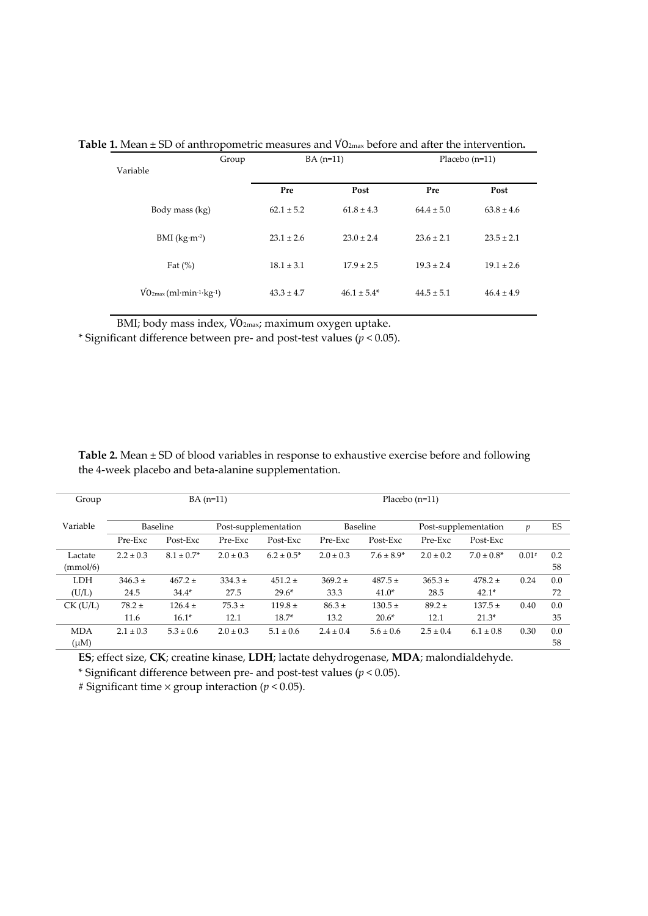**Table 1.** Mean ± SD of anthropometric measures and $\dot{V}O_{2max}$ before and after the intervention**.**

| Variable | BA (n=11) | | Placebo (n=11) | |
|---|---|---|---|---|
| | **Pre** | **Post** | **Pre** | **Post** |
| Body mass (kg) | 62.1 ± 5.2 | 61.8 ± 4.3 | 64.4 ± 5.0 | 63.8 ± 4.6 |
| BMI ($kg \cdot m^{-2}$) | 23.1 ± 2.6 | 23.0 ± 2.4 | 23.6 ± 2.1 | 23.5 ± 2.1 |
| Fat (%) | 18.1 ± 3.1 | 17.9 ± 2.5 | 19.3 ± 2.4 | 19.1 ± 2.6 |
| $\dot{V}O_{2max}$ ($ml \cdot min^{-1} \cdot kg^{-1}$) | 43.3 ± 4.7 | 46.1 ± 5.4* | 44.5 ± 5.1 | 46.4 ± 4.9 |

BMI; body mass index, $\dot{V}O_{2max}$; maximum oxygen uptake.

* Significant difference between pre- and post-test values ($p < 0.05$).

**Table 2.** Mean ± SD of blood variables in response to exhaustive exercise before and following the 4-week placebo and beta-alanine supplementation.

| Group | BA (n=11) | | | | Placebo (n=11) | | | | | |
|---|---|---|---|---|---|---|---|---|---|---|
| Variable | Baseline | | Post-supplementation | | Baseline | | Post-supplementation | | $p$ | ES |
| | Pre-Exc | Post-Exc | Pre-Exc | Post-Exc | Pre-Exc | Post-Exc | Pre-Exc | Post-Exc | | |
| Lactate (mmol/6) | 2.2 ± 0.3 | 8.1 ± 0.7* | 2.0 ± 0.3 | 6.2 ± 0.5* | 2.0 ± 0.3 | 7.6 ± 8.9* | 2.0 ± 0.2 | 7.0 ± 0.8* | 0.01# | 0.258 |
| LDH (U/L) | 346.3 ± 24.5 | 467.2 ± 34.4* | 334.3 ± 27.5 | 451.2 ± 29.6* | 369.2 ± 33.3 | 487.5 ± 41.0* | 365.3 ± 28.5 | 478.2 ± 42.1* | 0.24 | 0.072 |
| CK (U/L) | 78.2 ± 11.6 | 126.4 ± 16.1* | 75.3 ± 12.1 | 119.8 ± 18.7* | 86.3 ± 13.2 | 130.5 ± 20.6* | 89.2 ± 12.1 | 137.5 ± 21.3* | 0.40 | 0.035 |
| MDA (μM) | 2.1 ± 0.3 | 5.3 ± 0.6 | 2.0 ± 0.3 | 5.1 ± 0.6 | 2.4 ± 0.4 | 5.6 ± 0.6 | 2.5 ± 0.4 | 6.1 ± 0.8 | 0.30 | 0.058 |

**ES**; effect size, **CK**; creatine kinase, **LDH**; lactate dehydrogenase, **MDA**; malondialdehyde.

* Significant difference between pre- and post-test values ($p < 0.05$).

# Significant time × group interaction ($p < 0.05$).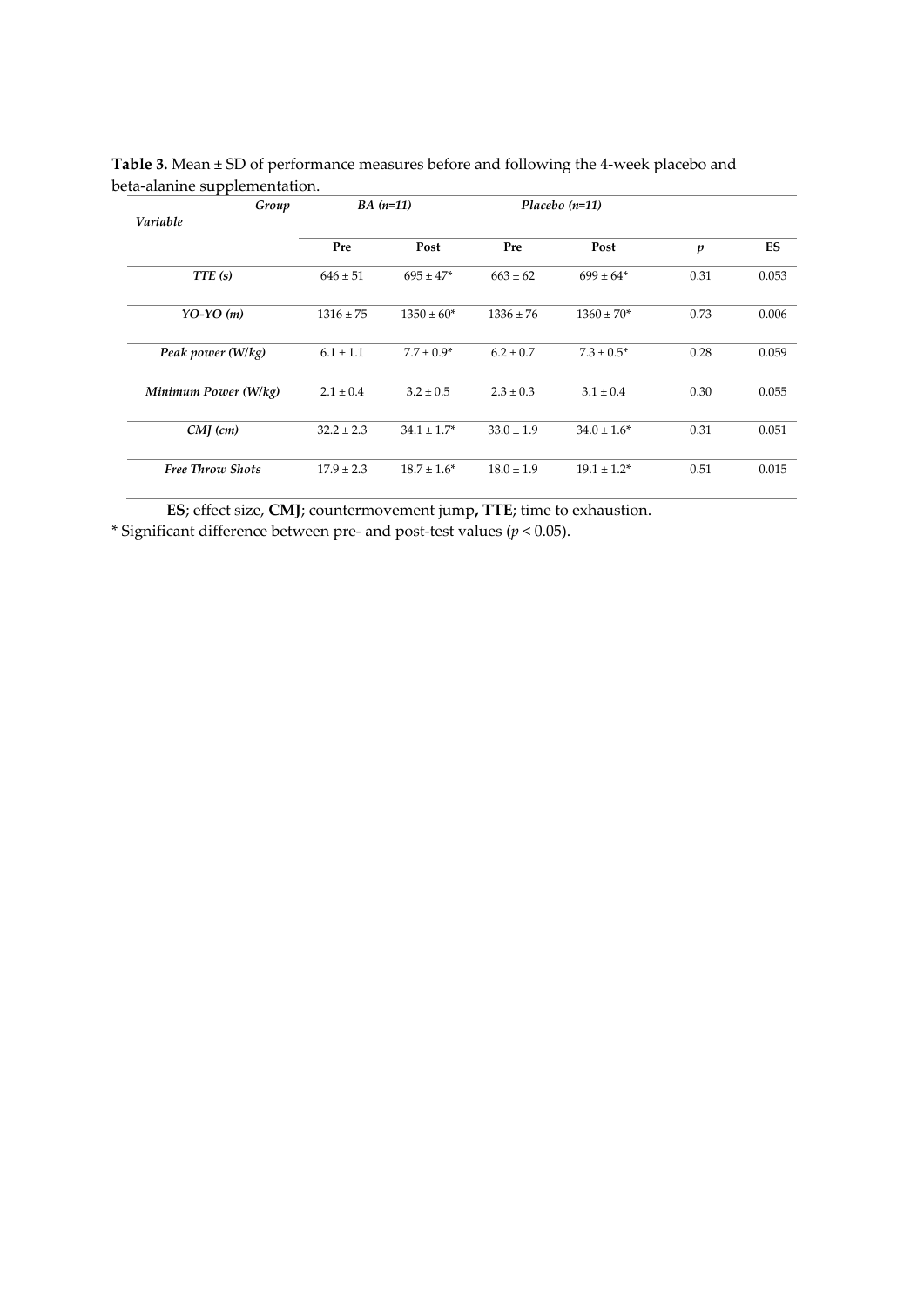**Table 3.** Mean ± SD of performance measures before and following the 4-week placebo and beta-alanine supplementation.

| *Variable* / *Group* | *BA (n=11)* | | *Placebo (n=11)* | | | |
|---|---|---|---|---|---|---|
| | **Pre** | **Post** | **Pre** | **Post** | ***p*** | **ES** |
| ***TTE (s)*** | 646 ± 51 | 695 ± 47* | 663 ± 62 | 699 ± 64* | 0.31 | 0.053 |
| ***YO-YO (m)*** | 1316 ± 75 | 1350 ± 60* | 1336 ± 76 | 1360 ± 70* | 0.73 | 0.006 |
| ***Peak power (W/kg)*** | 6.1 ± 1.1 | 7.7 ± 0.9* | 6.2 ± 0.7 | 7.3 ± 0.5* | 0.28 | 0.059 |
| ***Minimum Power (W/kg)*** | 2.1 ± 0.4 | 3.2 ± 0.5 | 2.3 ± 0.3 | 3.1 ± 0.4 | 0.30 | 0.055 |
| ***CMJ (cm)*** | 32.2 ± 2.3 | 34.1 ± 1.7* | 33.0 ± 1.9 | 34.0 ± 1.6* | 0.31 | 0.051 |
| ***Free Throw Shots*** | 17.9 ± 2.3 | 18.7 ± 1.6* | 18.0 ± 1.9 | 19.1 ± 1.2* | 0.51 | 0.015 |

**ES**; effect size, **CMJ**; countermovement jump**, TTE**; time to exhaustion.

* Significant difference between pre- and post-test values ($p < 0.05$).